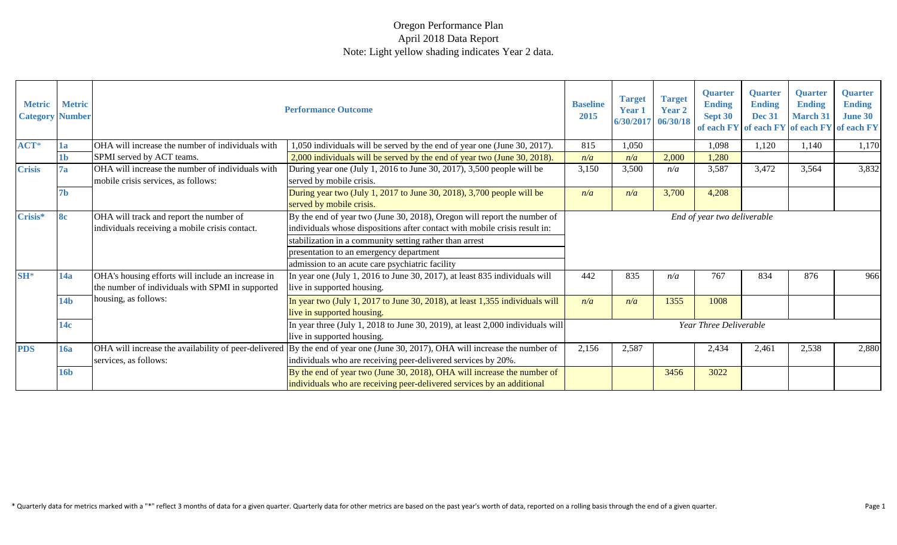# Oregon Performance Plan

April 2018 Data Report

Note: Light yellow shading indicates Year 2 data.

| Metric Category | Metric Number | Performance Outcome | | Baseline 2015 | Target Year 1 6/30/2017 | Target Year 2 06/30/18 | Quarter Ending Sept 30 of each FY | Quarter Ending Dec 31 of each FY | Quarter Ending March 31 of each FY | Quarter Ending June 30 of each FY |
|---|---|---|---|---|---|---|---|---|---|---|
| ACT* | 1a | OHA will increase the number of individuals with SPMI served by ACT teams. | 1,050 individuals will be served by the end of year one (June 30, 2017). | 815 | 1,050 | | 1,098 | 1,120 | 1,140 | 1,170 |
| | 1b | | 2,000 individuals will be served by the end of year two (June 30, 2018). | *n/a* | *n/a* | 2,000 | 1,280 | | | |
| Crisis | 7a | OHA will increase the number of individuals with mobile crisis services, as follows: | During year one (July 1, 2016 to June 30, 2017), 3,500 people will be served by mobile crisis. | 3,150 | 3,500 | *n/a* | 3,587 | 3,472 | 3,564 | 3,832 |
| | 7b | | During year two (July 1, 2017 to June 30, 2018), 3,700 people will be served by mobile crisis. | *n/a* | *n/a* | 3,700 | 4,208 | | | |
| Crisis* | 8c | OHA will track and report the number of individuals receiving a mobile crisis contact. | By the end of year two (June 30, 2018), Oregon will report the number of individuals whose dispositions after contact with mobile crisis result in: | *End of year two deliverable* | | | | | | |
| | | | stabilization in a community setting rather than arrest | | | | | | | |
| | | | presentation to an emergency department | | | | | | | |
| | | | admission to an acute care psychiatric facility | | | | | | | |
| SH* | 14a | OHA's housing efforts will include an increase in the number of individuals with SPMI in supported housing, as follows: | In year one (July 1, 2016 to June 30, 2017), at least 835 individuals will live in supported housing. | 442 | 835 | *n/a* | 767 | 834 | 876 | 966 |
| | 14b | | In year two (July 1, 2017 to June 30, 2018), at least 1,355 individuals will live in supported housing. | *n/a* | *n/a* | 1355 | 1008 | | | |
| | 14c | | In year three (July 1, 2018 to June 30, 2019), at least 2,000 individuals will live in supported housing. | *Year Three Deliverable* | | | | | | |
| PDS | 16a | OHA will increase the availability of peer-delivered services, as follows: | By the end of year one (June 30, 2017), OHA will increase the number of individuals who are receiving peer-delivered services by 20%. | 2,156 | 2,587 | | 2,434 | 2,461 | 2,538 | 2,880 |
| | 16b | | By the end of year two (June 30, 2018), OHA will increase the number of individuals who are receiving peer-delivered services by an additional | | | 3456 | 3022 | | | |

\* Quarterly data for metrics marked with a "*" reflect 3 months of data for a given quarter. Quarterly data for other metrics are based on the past year's worth of data, reported on a rolling basis through the end of a given quarter.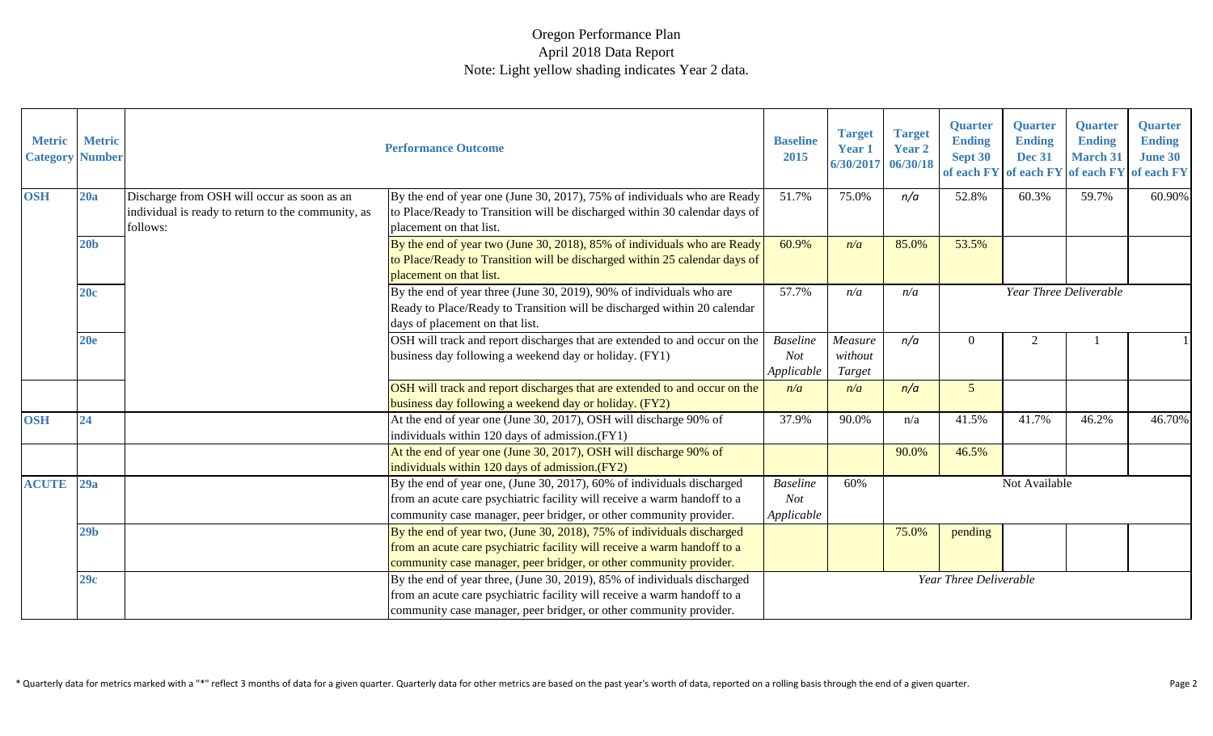# Oregon Performance Plan

April 2018 Data Report

Note: Light yellow shading indicates Year 2 data.

| Metric Category | Metric Number | | Performance Outcome | Baseline 2015 | Target Year 1 6/30/2017 | Target Year 2 06/30/18 | Quarter Ending Sept 30 of each FY | Quarter Ending Dec 31 of each FY | Quarter Ending March 31 of each FY | Quarter Ending June 30 of each FY |
|---|---|---|---|---|---|---|---|---|---|---|
| **OSH** | **20a** | Discharge from OSH will occur as soon as an individual is ready to return to the community, as follows: | By the end of year one (June 30, 2017), 75% of individuals who are Ready to Place/Ready to Transition will be discharged within 30 calendar days of placement on that list. | 51.7% | 75.0% | *n/a* | 52.8% | 60.3% | 59.7% | 60.90% |
| | **20b** | | By the end of year two (June 30, 2018), 85% of individuals who are Ready to Place/Ready to Transition will be discharged within 25 calendar days of placement on that list. | 60.9% | *n/a* | 85.0% | 53.5% | | | |
| | **20c** | | By the end of year three (June 30, 2019), 90% of individuals who are Ready to Place/Ready to Transition will be discharged within 20 calendar days of placement on that list. | 57.7% | *n/a* | *n/a* | *Year Three Deliverable* | | | |
| | **20e** | | OSH will track and report discharges that are extended to and occur on the business day following a weekend day or holiday. (FY1) | *Baseline Not Applicable* | *Measure without Target* | *n/a* | 0 | 2 | 1 | 1 |
| | | | OSH will track and report discharges that are extended to and occur on the business day following a weekend day or holiday. (FY2) | *n/a* | *n/a* | *n/a* | 5 | | | |
| **OSH** | **24** | | At the end of year one (June 30, 2017), OSH will discharge 90% of individuals within 120 days of admission.(FY1) | 37.9% | 90.0% | n/a | 41.5% | 41.7% | 46.2% | 46.70% |
| | | | At the end of year one (June 30, 2017), OSH will discharge 90% of individuals within 120 days of admission.(FY2) | | | 90.0% | 46.5% | | | |
| **ACUTE** | **29a** | | By the end of year one, (June 30, 2017), 60% of individuals discharged from an acute care psychiatric facility will receive a warm handoff to a community case manager, peer bridger, or other community provider. | *Baseline Not Applicable* | 60% | Not Available | | | | |
| | **29b** | | By the end of year two, (June 30, 2018), 75% of individuals discharged from an acute care psychiatric facility will receive a warm handoff to a community case manager, peer bridger, or other community provider. | | | 75.0% | pending | | | |
| | **29c** | | By the end of year three, (June 30, 2019), 85% of individuals discharged from an acute care psychiatric facility will receive a warm handoff to a community case manager, peer bridger, or other community provider. | *Year Three Deliverable* | | | | | | |

\* Quarterly data for metrics marked with a "*" reflect 3 months of data for a given quarter. Quarterly data for other metrics are based on the past year's worth of data, reported on a rolling basis through the end of a given quarter.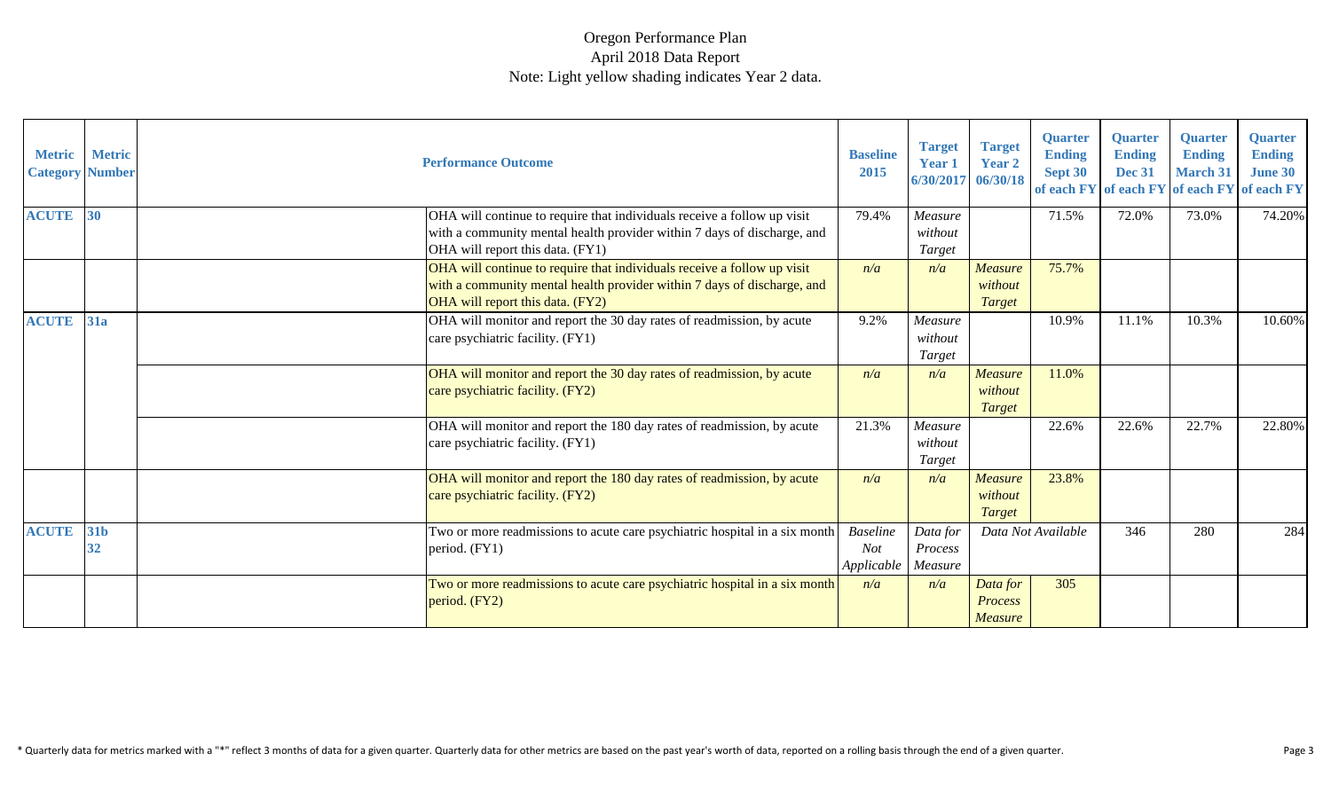# Oregon Performance Plan
## April 2018 Data Report
Note: Light yellow shading indicates Year 2 data.

| Metric Category | Metric Number | Performance Outcome | Baseline 2015 | Target Year 1 6/30/2017 | Target Year 2 06/30/18 | Quarter Ending Sept 30 of each FY | Quarter Ending Dec 31 of each FY | Quarter Ending March 31 of each FY | Quarter Ending June 30 of each FY |
|---|---|---|---|---|---|---|---|---|---|
| ACUTE | 30 | OHA will continue to require that individuals receive a follow up visit with a community mental health provider within 7 days of discharge, and OHA will report this data. (FY1) | 79.4% | *Measure without Target* | | 71.5% | 72.0% | 73.0% | 74.20% |
| | | OHA will continue to require that individuals receive a follow up visit with a community mental health provider within 7 days of discharge, and OHA will report this data. (FY2) | *n/a* | *n/a* | *Measure without Target* | 75.7% | | | |
| ACUTE | 31a | OHA will monitor and report the 30 day rates of readmission, by acute care psychiatric facility. (FY1) | 9.2% | *Measure without Target* | | 10.9% | 11.1% | 10.3% | 10.60% |
| | | OHA will monitor and report the 30 day rates of readmission, by acute care psychiatric facility. (FY2) | *n/a* | *n/a* | *Measure without Target* | 11.0% | | | |
| | | OHA will monitor and report the 180 day rates of readmission, by acute care psychiatric facility. (FY1) | 21.3% | *Measure without Target* | | 22.6% | 22.6% | 22.7% | 22.80% |
| | | OHA will monitor and report the 180 day rates of readmission, by acute care psychiatric facility. (FY2) | *n/a* | *n/a* | *Measure without Target* | 23.8% | | | |
| ACUTE | 31b 32 | Two or more readmissions to acute care psychiatric hospital in a six month period. (FY1) | *Baseline Not Applicable* | *Data for Process Measure* | *Data Not Available* | | 346 | 280 | 284 |
| | | Two or more readmissions to acute care psychiatric hospital in a six month period. (FY2) | *n/a* | *n/a* | *Data for Process Measure* | 305 | | | |

* Quarterly data for metrics marked with a "*" reflect 3 months of data for a given quarter. Quarterly data for other metrics are based on the past year's worth of data, reported on a rolling basis through the end of a given quarter.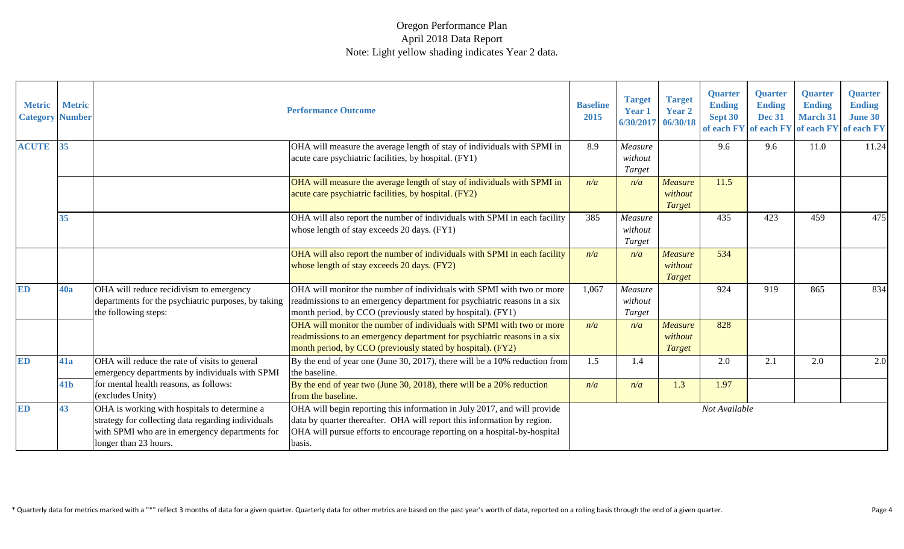# Oregon Performance Plan

April 2018 Data Report

Note: Light yellow shading indicates Year 2 data.

| Metric Category | Metric Number | Performance Outcome | | Baseline 2015 | Target Year 1 6/30/2017 | Target Year 2 06/30/18 | Quarter Ending Sept 30 of each FY | Quarter Ending Dec 31 of each FY | Quarter Ending March 31 of each FY | Quarter Ending June 30 of each FY |
|---|---|---|---|---|---|---|---|---|---|---|
| ACUTE | 35 | | OHA will measure the average length of stay of individuals with SPMI in acute care psychiatric facilities, by hospital. (FY1) | 8.9 | *Measure without Target* | | 9.6 | 9.6 | 11.0 | 11.24 |
| | | | OHA will measure the average length of stay of individuals with SPMI in acute care psychiatric facilities, by hospital. (FY2) | *n/a* | *n/a* | *Measure without Target* | 11.5 | | | |
| | 35 | | OHA will also report the number of individuals with SPMI in each facility whose length of stay exceeds 20 days. (FY1) | 385 | *Measure without Target* | | 435 | 423 | 459 | 475 |
| | | | OHA will also report the number of individuals with SPMI in each facility whose length of stay exceeds 20 days. (FY2) | *n/a* | *n/a* | *Measure without Target* | 534 | | | |
| ED | 40a | OHA will reduce recidivism to emergency departments for the psychiatric purposes, by taking the following steps: | OHA will monitor the number of individuals with SPMI with two or more readmissions to an emergency department for psychiatric reasons in a six month period, by CCO (previously stated by hospital). (FY1) | 1,067 | *Measure without Target* | | 924 | 919 | 865 | 834 |
| | | | OHA will monitor the number of individuals with SPMI with two or more readmissions to an emergency department for psychiatric reasons in a six month period, by CCO (previously stated by hospital). (FY2) | *n/a* | *n/a* | *Measure without Target* | 828 | | | |
| ED | 41a | OHA will reduce the rate of visits to general emergency departments by individuals with SPMI for mental health reasons, as follows: (excludes Unity) | By the end of year one (June 30, 2017), there will be a 10% reduction from the baseline. | 1.5 | 1.4 | | 2.0 | 2.1 | 2.0 | 2.0 |
| | 41b | | By the end of year two (June 30, 2018), there will be a 20% reduction from the baseline. | *n/a* | *n/a* | 1.3 | 1.97 | | | |
| ED | 43 | OHA is working with hospitals to determine a strategy for collecting data regarding individuals with SPMI who are in emergency departments for longer than 23 hours. | OHA will begin reporting this information in July 2017, and will provide data by quarter thereafter. OHA will report this information by region. OHA will pursue efforts to encourage reporting on a hospital-by-hospital basis. | *Not Available* | | | | | | |

\* Quarterly data for metrics marked with a "*" reflect 3 months of data for a given quarter. Quarterly data for other metrics are based on the past year's worth of data, reported on a rolling basis through the end of a given quarter.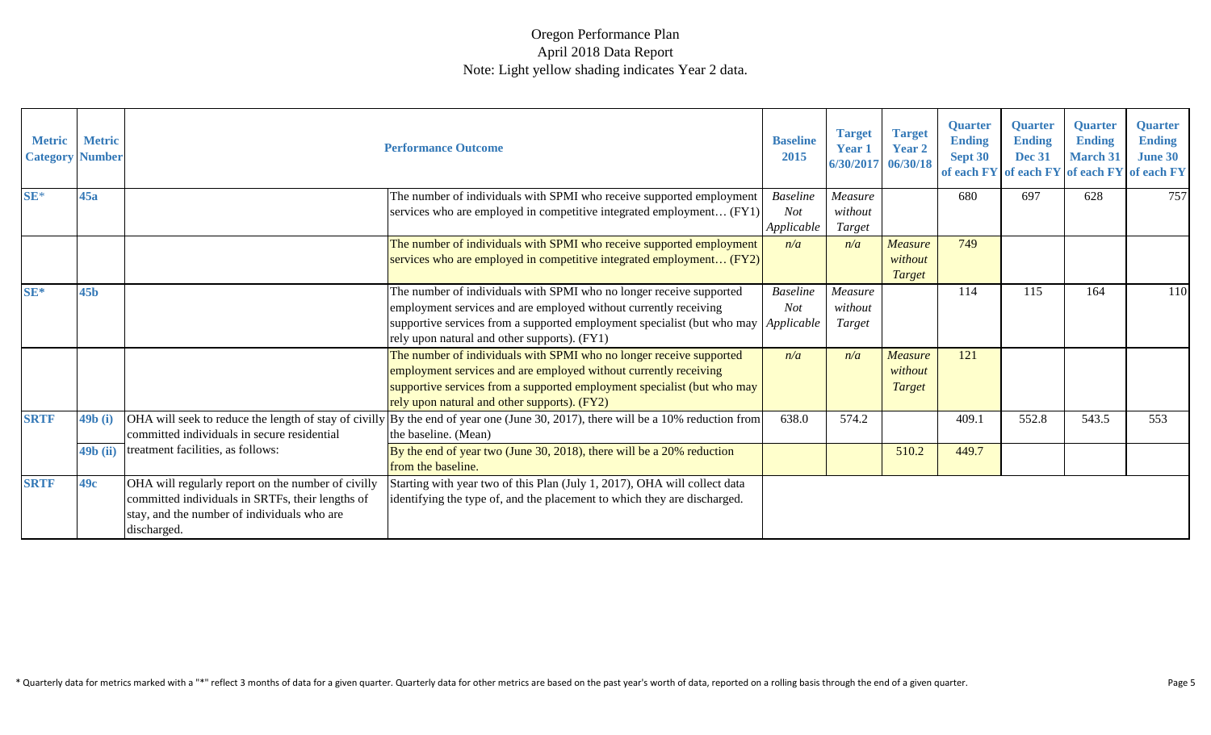Oregon Performance Plan
April 2018 Data Report
Note: Light yellow shading indicates Year 2 data.

| Metric Category | Metric Number | | Performance Outcome | Baseline 2015 | Target Year 1 6/30/2017 | Target Year 2 06/30/18 | Quarter Ending Sept 30 of each FY | Quarter Ending Dec 31 of each FY | Quarter Ending March 31 of each FY | Quarter Ending June 30 of each FY |
|---|---|---|---|---|---|---|---|---|---|---|
| SE* | 45a | | The number of individuals with SPMI who receive supported employment services who are employed in competitive integrated employment… (FY1) | *Baseline Not Applicable* | *Measure without Target* | | 680 | 697 | 628 | 757 |
| | | | The number of individuals with SPMI who receive supported employment services who are employed in competitive integrated employment… (FY2) | *n/a* | *n/a* | *Measure without Target* | 749 | | | |
| SE* | 45b | | The number of individuals with SPMI who no longer receive supported employment services and are employed without currently receiving supportive services from a supported employment specialist (but who may rely upon natural and other supports). (FY1) | *Baseline Not Applicable* | *Measure without Target* | | 114 | 115 | 164 | 110 |
| | | | The number of individuals with SPMI who no longer receive supported employment services and are employed without currently receiving supportive services from a supported employment specialist (but who may rely upon natural and other supports). (FY2) | *n/a* | *n/a* | *Measure without Target* | 121 | | | |
| SRTF | 49b (i) | OHA will seek to reduce the length of stay of civilly committed individuals in secure residential treatment facilities, as follows: | By the end of year one (June 30, 2017), there will be a 10% reduction from the baseline. (Mean) | 638.0 | 574.2 | | 409.1 | 552.8 | 543.5 | 553 |
| | 49b (ii) | | By the end of year two (June 30, 2018), there will be a 20% reduction from the baseline. | | | 510.2 | 449.7 | | | |
| SRTF | 49c | OHA will regularly report on the number of civilly committed individuals in SRTFs, their lengths of stay, and the number of individuals who are discharged. | Starting with year two of this Plan (July 1, 2017), OHA will collect data identifying the type of, and the placement to which they are discharged. | | | | | | | |

\* Quarterly data for metrics marked with a "*" reflect 3 months of data for a given quarter. Quarterly data for other metrics are based on the past year's worth of data, reported on a rolling basis through the end of a given quarter.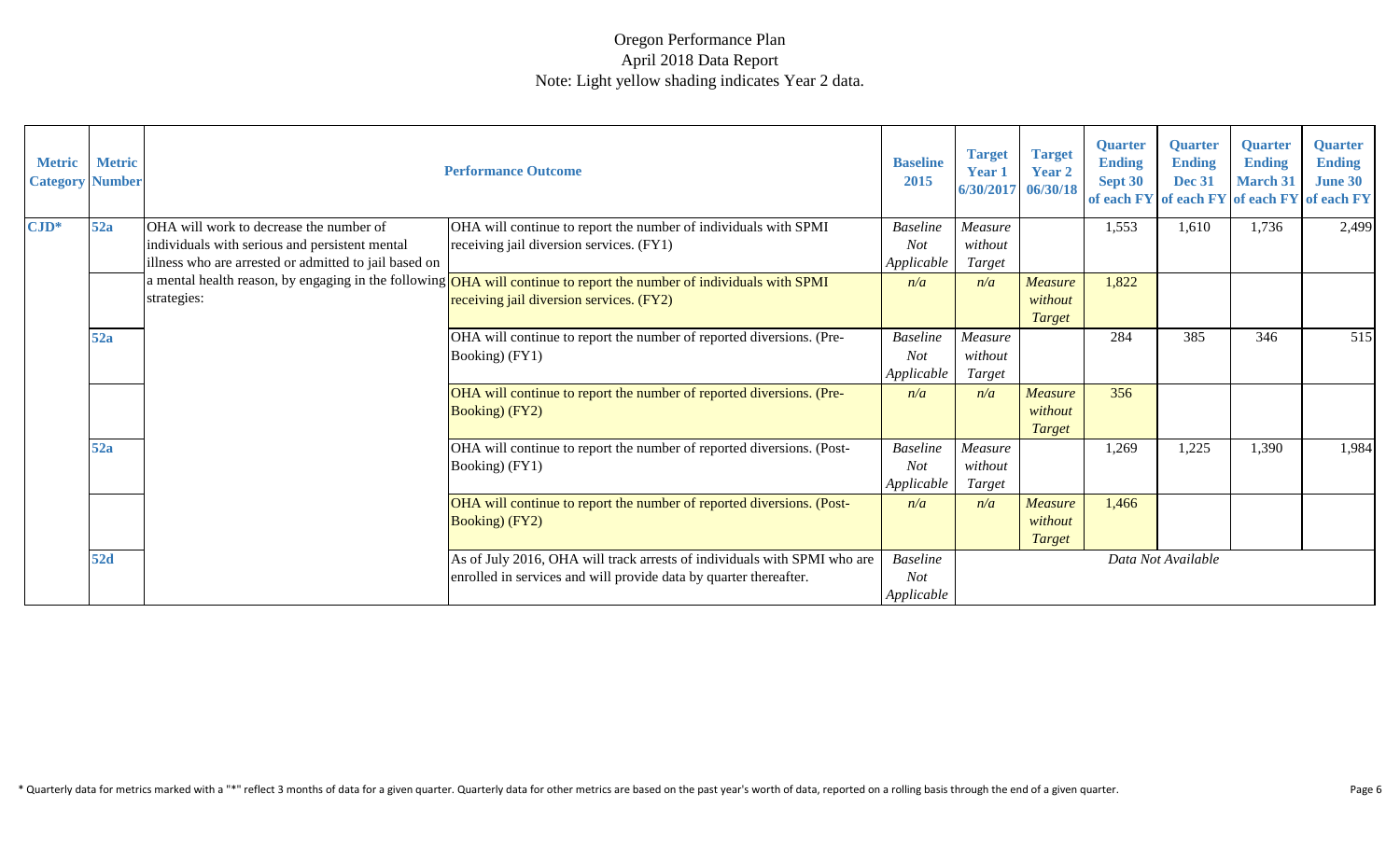# Oregon Performance Plan
April 2018 Data Report
Note: Light yellow shading indicates Year 2 data.

| Metric Category | Metric Number | Performance Outcome | | Baseline 2015 | Target Year 1 6/30/2017 | Target Year 2 06/30/18 | Quarter Ending Sept 30 of each FY | Quarter Ending Dec 31 of each FY | Quarter Ending March 31 of each FY | Quarter Ending June 30 of each FY |
|---|---|---|---|---|---|---|---|---|---|---|
| CJD* | 52a | OHA will work to decrease the number of individuals with serious and persistent mental illness who are arrested or admitted to jail based on a mental health reason, by engaging in the following strategies: | OHA will continue to report the number of individuals with SPMI receiving jail diversion services. (FY1) | *Baseline Not Applicable* | *Measure without Target* | | 1,553 | 1,610 | 1,736 | 2,499 |
| | | | OHA will continue to report the number of individuals with SPMI receiving jail diversion services. (FY2) | *n/a* | *n/a* | *Measure without Target* | 1,822 | | | |
| | 52a | | OHA will continue to report the number of reported diversions. (Pre-Booking) (FY1) | *Baseline Not Applicable* | *Measure without Target* | | 284 | 385 | 346 | 515 |
| | | | OHA will continue to report the number of reported diversions. (Pre-Booking) (FY2) | *n/a* | *n/a* | *Measure without Target* | 356 | | | |
| | 52a | | OHA will continue to report the number of reported diversions. (Post-Booking) (FY1) | *Baseline Not Applicable* | *Measure without Target* | | 1,269 | 1,225 | 1,390 | 1,984 |
| | | | OHA will continue to report the number of reported diversions. (Post-Booking) (FY2) | *n/a* | *n/a* | *Measure without Target* | 1,466 | | | |
| | 52d | | As of July 2016, OHA will track arrests of individuals with SPMI who are enrolled in services and will provide data by quarter thereafter. | *Baseline Not Applicable* | *Data Not Available* | | | | | |

* Quarterly data for metrics marked with a "*" reflect 3 months of data for a given quarter. Quarterly data for other metrics are based on the past year's worth of data, reported on a rolling basis through the end of a given quarter.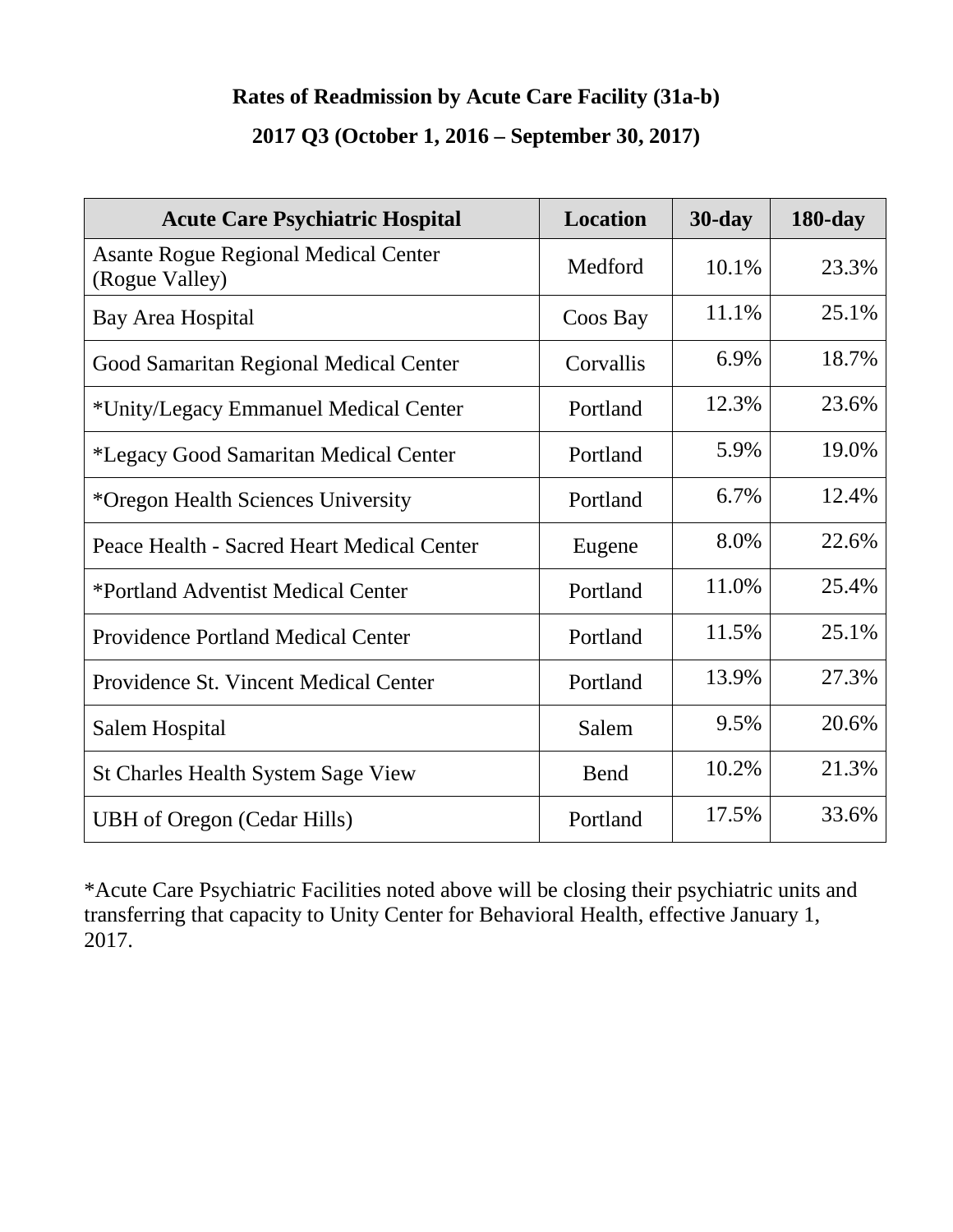**Rates of Readmission by Acute Care Facility (31a-b)**

**2017 Q3 (October 1, 2016 – September 30, 2017)**

| Acute Care Psychiatric Hospital | Location | 30-day | 180-day |
|---|---|---|---|
| Asante Rogue Regional Medical Center (Rogue Valley) | Medford | 10.1% | 23.3% |
| Bay Area Hospital | Coos Bay | 11.1% | 25.1% |
| Good Samaritan Regional Medical Center | Corvallis | 6.9% | 18.7% |
| *Unity/Legacy Emmanuel Medical Center | Portland | 12.3% | 23.6% |
| *Legacy Good Samaritan Medical Center | Portland | 5.9% | 19.0% |
| *Oregon Health Sciences University | Portland | 6.7% | 12.4% |
| Peace Health - Sacred Heart Medical Center | Eugene | 8.0% | 22.6% |
| *Portland Adventist Medical Center | Portland | 11.0% | 25.4% |
| Providence Portland Medical Center | Portland | 11.5% | 25.1% |
| Providence St. Vincent Medical Center | Portland | 13.9% | 27.3% |
| Salem Hospital | Salem | 9.5% | 20.6% |
| St Charles Health System Sage View | Bend | 10.2% | 21.3% |
| UBH of Oregon (Cedar Hills) | Portland | 17.5% | 33.6% |

*Acute Care Psychiatric Facilities noted above will be closing their psychiatric units and transferring that capacity to Unity Center for Behavioral Health, effective January 1, 2017.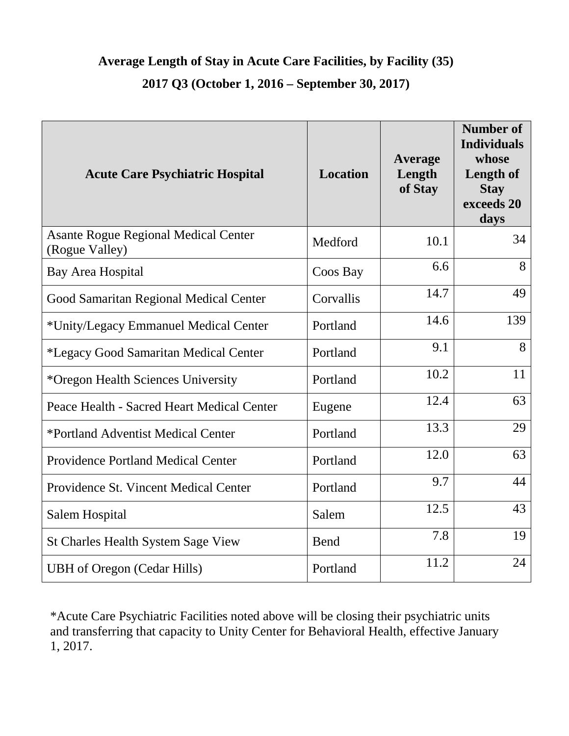**Average Length of Stay in Acute Care Facilities, by Facility (35)**

**2017 Q3 (October 1, 2016 – September 30, 2017)**

| Acute Care Psychiatric Hospital | Location | Average Length of Stay | Number of Individuals whose Length of Stay exceeds 20 days |
|---|---|---|---|
| Asante Rogue Regional Medical Center (Rogue Valley) | Medford | 10.1 | 34 |
| Bay Area Hospital | Coos Bay | 6.6 | 8 |
| Good Samaritan Regional Medical Center | Corvallis | 14.7 | 49 |
| *Unity/Legacy Emmanuel Medical Center | Portland | 14.6 | 139 |
| *Legacy Good Samaritan Medical Center | Portland | 9.1 | 8 |
| *Oregon Health Sciences University | Portland | 10.2 | 11 |
| Peace Health - Sacred Heart Medical Center | Eugene | 12.4 | 63 |
| *Portland Adventist Medical Center | Portland | 13.3 | 29 |
| Providence Portland Medical Center | Portland | 12.0 | 63 |
| Providence St. Vincent Medical Center | Portland | 9.7 | 44 |
| Salem Hospital | Salem | 12.5 | 43 |
| St Charles Health System Sage View | Bend | 7.8 | 19 |
| UBH of Oregon (Cedar Hills) | Portland | 11.2 | 24 |

*Acute Care Psychiatric Facilities noted above will be closing their psychiatric units and transferring that capacity to Unity Center for Behavioral Health, effective January 1, 2017.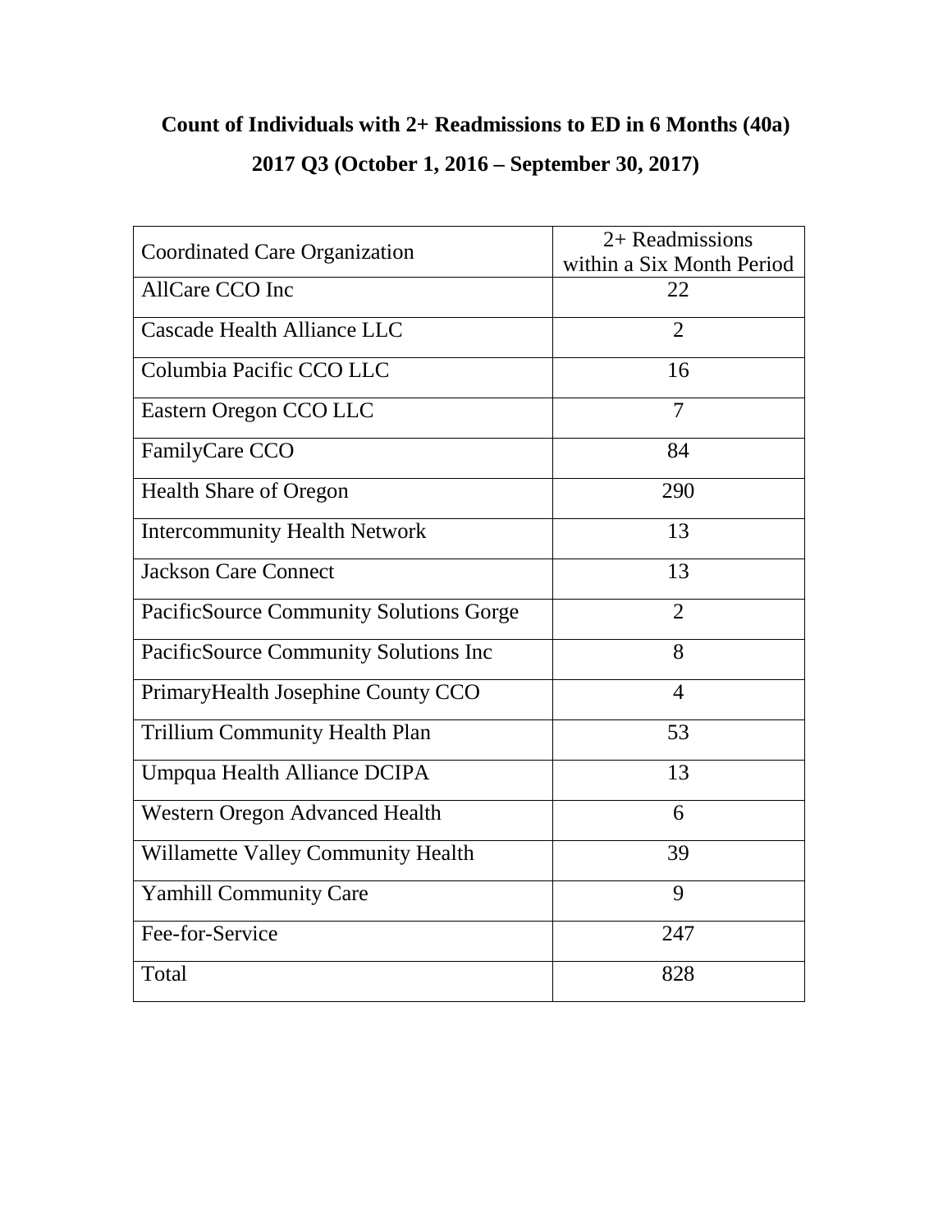**Count of Individuals with 2+ Readmissions to ED in 6 Months (40a)**

**2017 Q3 (October 1, 2016 – September 30, 2017)**

| Coordinated Care Organization | 2+ Readmissions within a Six Month Period |
|---|---|
| AllCare CCO Inc | 22 |
| Cascade Health Alliance LLC | 2 |
| Columbia Pacific CCO LLC | 16 |
| Eastern Oregon CCO LLC | 7 |
| FamilyCare CCO | 84 |
| Health Share of Oregon | 290 |
| Intercommunity Health Network | 13 |
| Jackson Care Connect | 13 |
| PacificSource Community Solutions Gorge | 2 |
| PacificSource Community Solutions Inc | 8 |
| PrimaryHealth Josephine County CCO | 4 |
| Trillium Community Health Plan | 53 |
| Umpqua Health Alliance DCIPA | 13 |
| Western Oregon Advanced Health | 6 |
| Willamette Valley Community Health | 39 |
| Yamhill Community Care | 9 |
| Fee-for-Service | 247 |
| Total | 828 |